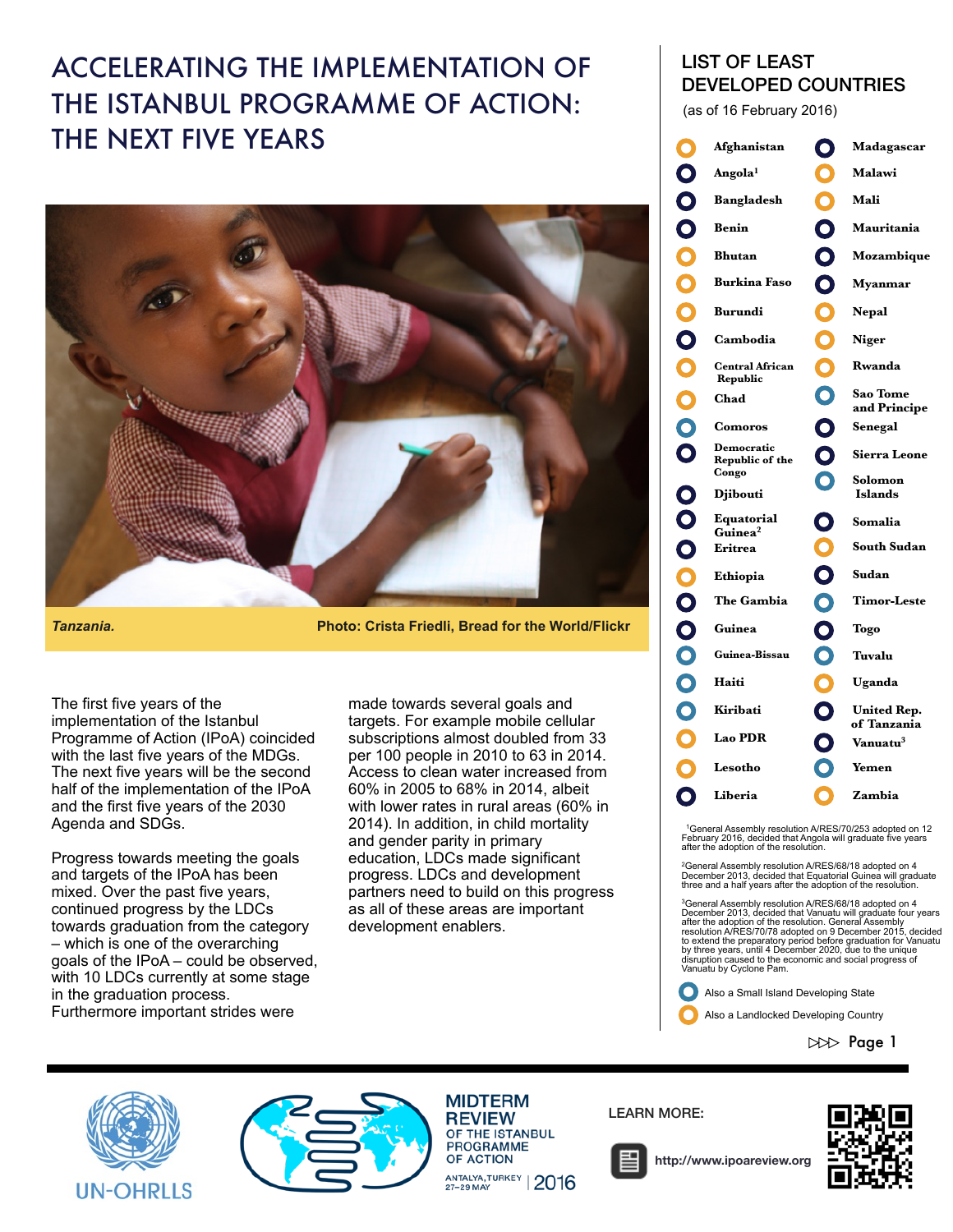# ACCELERATING THE IMPLEMENTATION OF THE ISTANBUL PROGRAMME OF ACTION: THE NEXT FIVE YEARS

*Tanzania.* **Photo: Crista Friedli, Bread for the World/Flickr**

The first five years of the implementation of the Istanbul Programme of Action (IPoA) coincided with the last five years of the MDGs. The next five years will be the second half of the implementation of the IPoA and the first five years of the 2030 Agenda and SDGs.

Progress towards meeting the goals and targets of the IPoA has been mixed. Over the past five years, continued progress by the LDCs towards graduation from the category – which is one of the overarching goals of the IPoA – could be observed, with 10 LDCs currently at some stage in the graduation process. Furthermore important strides were made towards several goals and targets. For example mobile cellular subscriptions almost doubled from 33 per 100 people in 2010 to 63 in 2014. Access to clean water increased from 60% in 2005 to 68% in 2014, albeit with lower rates in rural areas (60% in 2014). In addition, in child mortality and gender parity in primary education, LDCs made significant progress. LDCs and development partners need to build on this progress as all of these areas are important development enablers.

## LIST OF LEAST DEVELOPED COUNTRIES

(as of 16 February 2016)

- Afghanistan (LLDC)
- Angola[1]
- Bangladesh
- Benin
- Bhutan (LLDC)
- Burkina Faso (LLDC)
- Burundi (LLDC)
- Cambodia
- Central African Republic (LLDC)
- Chad (LLDC)
- Comoros (SIDS)
- Democratic Republic of the Congo
- Djibouti
- Equatorial Guinea[2]
- Eritrea
- Ethiopia (LLDC)
- The Gambia
- Guinea
- Guinea-Bissau (SIDS)
- Haiti (SIDS)
- Kiribati (SIDS)
- Lao PDR (LLDC)
- Lesotho (LLDC)
- Liberia
- Madagascar
- Malawi (LLDC)
- Mali (LLDC)
- Mauritania
- Mozambique
- Myanmar
- Nepal (LLDC)
- Niger (LLDC)
- Rwanda (LLDC)
- Sao Tome and Principe (SIDS)
- Senegal
- Sierra Leone
- Solomon Islands (SIDS)
- Somalia
- South Sudan (LLDC)
- Sudan
- Timor-Leste (SIDS)
- Togo
- Tuvalu (SIDS)
- Uganda (LLDC)
- United Rep. of Tanzania
- Vanuatu[3]
- Yemen (SIDS)
- Zambia (LLDC)

[1]General Assembly resolution A/RES/70/253 adopted on 12 February 2016, decided that Angola will graduate five years after the adoption of the resolution.

[2]General Assembly resolution A/RES/68/18 adopted on 4 December 2013, decided that Equatorial Guinea will graduate three and a half years after the adoption of the resolution.

[3]General Assembly resolution A/RES/68/18 adopted on 4 December 2013, decided that Vanuatu will graduate four years after the adoption of the resolution. General Assembly resolution A/RES/70/78 adopted on 9 December 2015, decided to extend the preparatory period before graduation for Vanuatu by three years, until 4 December 2020, due to the unique disruption caused to the economic and social progress of Vanuatu by Cyclone Pam.

(SIDS) Also a Small Island Developing State

(LLDC) Also a Landlocked Developing Country

UN-OHRLLS

MIDTERM REVIEW OF THE ISTANBUL PROGRAMME OF ACTION | ANTALYA, TURKEY 27–29 MAY | 2016

LEARN MORE: http://www.ipoareview.org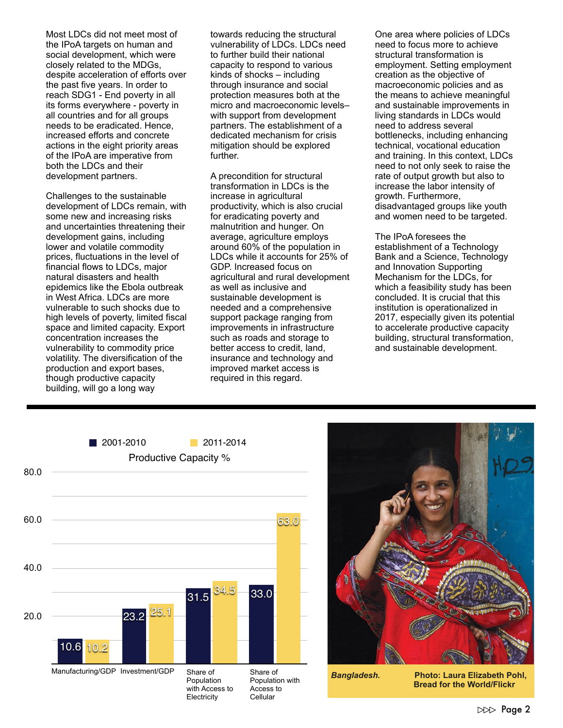Most LDCs did not meet most of the IPoA targets on human and social development, which were closely related to the MDGs, despite acceleration of efforts over the past five years. In order to reach SDG1 - End poverty in all its forms everywhere - poverty in all countries and for all groups needs to be eradicated. Hence, increased efforts and concrete actions in the eight priority areas of the IPoA are imperative from both the LDCs and their development partners.

Challenges to the sustainable development of LDCs remain, with some new and increasing risks and uncertainties threatening their development gains, including lower and volatile commodity prices, fluctuations in the level of financial flows to LDCs, major natural disasters and health epidemics like the Ebola outbreak in West Africa. LDCs are more vulnerable to such shocks due to high levels of poverty, limited fiscal space and limited capacity. Export concentration increases the vulnerability to commodity price volatility. The diversification of the production and export bases, though productive capacity building, will go a long way towards reducing the structural vulnerability of LDCs. LDCs need to further build their national capacity to respond to various kinds of shocks – including through insurance and social protection measures both at the micro and macroeconomic levels– with support from development partners. The establishment of a dedicated mechanism for crisis mitigation should be explored further.

A precondition for structural transformation in LDCs is the increase in agricultural productivity, which is also crucial for eradicating poverty and malnutrition and hunger. On average, agriculture employs around 60% of the population in LDCs while it accounts for 25% of GDP. Increased focus on agricultural and rural development as well as inclusive and sustainable development is needed and a comprehensive support package ranging from improvements in infrastructure such as roads and storage to better access to credit, land, insurance and technology and improved market access is required in this regard.

One area where policies of LDCs need to focus more to achieve structural transformation is employment. Setting employment creation as the objective of macroeconomic policies and as the means to achieve meaningful and sustainable improvements in living standards in LDCs would need to address several bottlenecks, including enhancing technical, vocational education and training. In this context, LDCs need to not only seek to raise the rate of output growth but also to increase the labor intensity of growth. Furthermore, disadvantaged groups like youth and women need to be targeted.

The IPoA foresees the establishment of a Technology Bank and a Science, Technology and Innovation Supporting Mechanism for the LDCs, for which a feasibility study has been concluded. It is crucial that this institution is operationalized in 2017, especially given its potential to accelerate productive capacity building, structural transformation, and sustainable development.

**Productive Capacity %**

| | 2001-2010 | 2011-2014 |
|---|---|---|
| Manufacturing/GDP | 10.6 | 10.2 |
| Investment/GDP | 23.2 | 25.1 |
| Share of Population with Access to Electricity | 31.5 | 34.5 |
| Share of Population with Access to Cellular | 33.0 | 63.0 |

***Bangladesh.*** **Photo: Laura Elizabeth Pohl, Bread for the World/Flickr**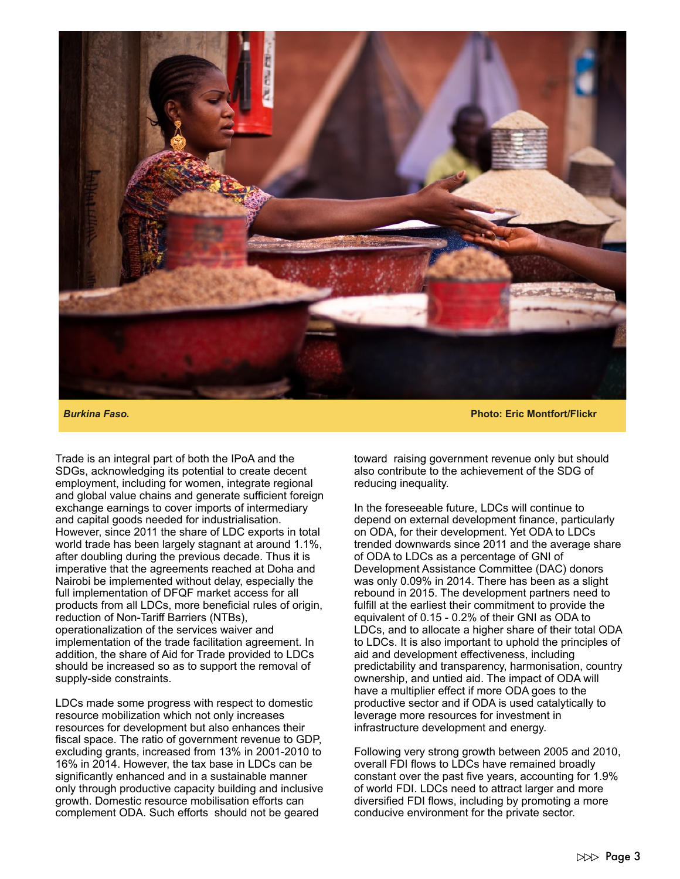*Burkina Faso.* **Photo: Eric Montfort/Flickr**

Trade is an integral part of both the IPoA and the SDGs, acknowledging its potential to create decent employment, including for women, integrate regional and global value chains and generate sufficient foreign exchange earnings to cover imports of intermediary and capital goods needed for industrialisation. However, since 2011 the share of LDC exports in total world trade has been largely stagnant at around 1.1%, after doubling during the previous decade. Thus it is imperative that the agreements reached at Doha and Nairobi be implemented without delay, especially the full implementation of DFQF market access for all products from all LDCs, more beneficial rules of origin, reduction of Non-Tariff Barriers (NTBs), operationalization of the services waiver and implementation of the trade facilitation agreement. In addition, the share of Aid for Trade provided to LDCs should be increased so as to support the removal of supply-side constraints.

LDCs made some progress with respect to domestic resource mobilization which not only increases resources for development but also enhances their fiscal space. The ratio of government revenue to GDP, excluding grants, increased from 13% in 2001-2010 to 16% in 2014. However, the tax base in LDCs can be significantly enhanced and in a sustainable manner only through productive capacity building and inclusive growth. Domestic resource mobilisation efforts can complement ODA. Such efforts should not be geared toward raising government revenue only but should also contribute to the achievement of the SDG of reducing inequality.

In the foreseeable future, LDCs will continue to depend on external development finance, particularly on ODA, for their development. Yet ODA to LDCs trended downwards since 2011 and the average share of ODA to LDCs as a percentage of GNI of Development Assistance Committee (DAC) donors was only 0.09% in 2014. There has been as a slight rebound in 2015. The development partners need to fulfill at the earliest their commitment to provide the equivalent of 0.15 - 0.2% of their GNI as ODA to LDCs, and to allocate a higher share of their total ODA to LDCs. It is also important to uphold the principles of aid and development effectiveness, including predictability and transparency, harmonisation, country ownership, and untied aid. The impact of ODA will have a multiplier effect if more ODA goes to the productive sector and if ODA is used catalytically to leverage more resources for investment in infrastructure development and energy.

Following very strong growth between 2005 and 2010, overall FDI flows to LDCs have remained broadly constant over the past five years, accounting for 1.9% of world FDI. LDCs need to attract larger and more diversified FDI flows, including by promoting a more conducive environment for the private sector.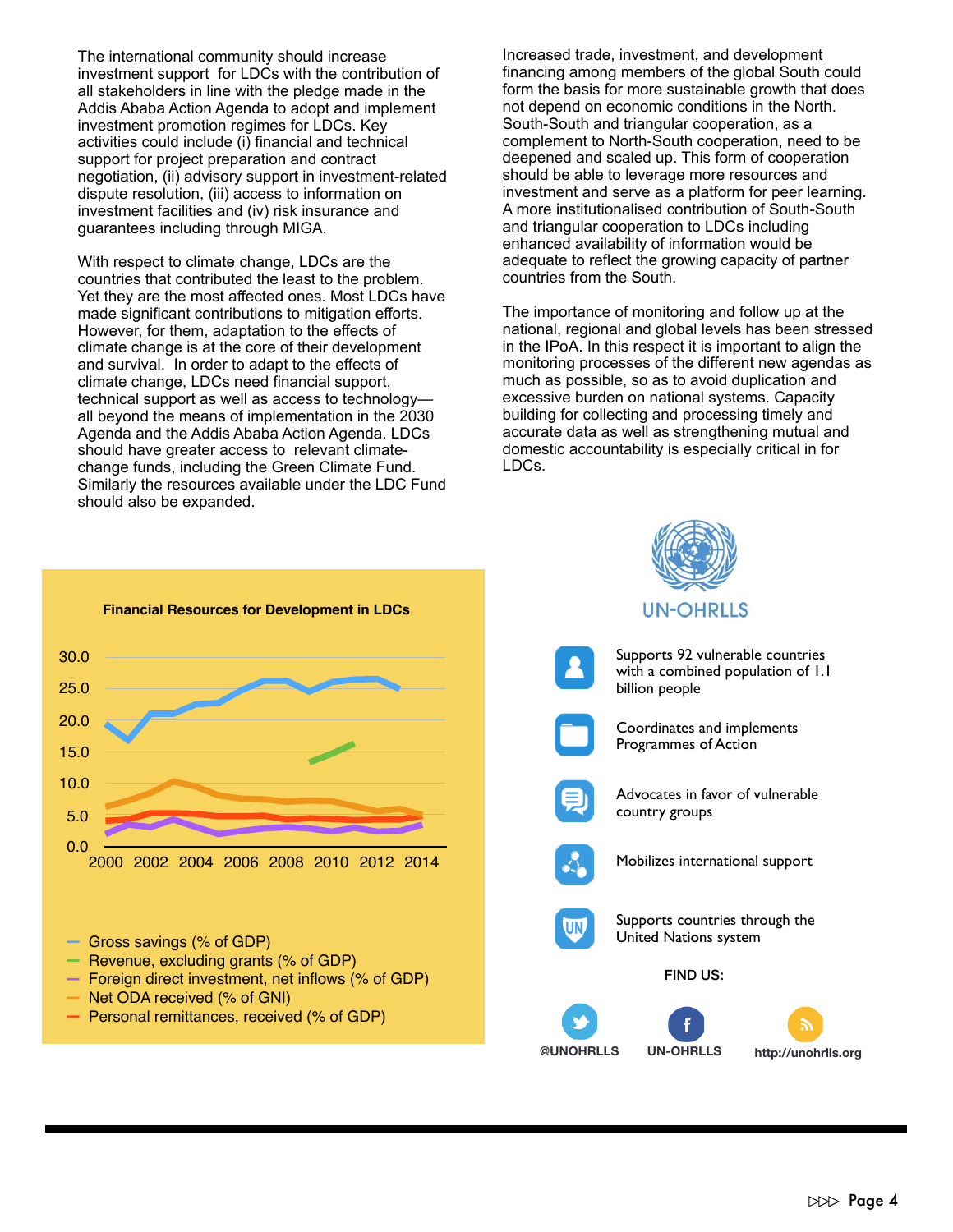The international community should increase investment support for LDCs with the contribution of all stakeholders in line with the pledge made in the Addis Ababa Action Agenda to adopt and implement investment promotion regimes for LDCs. Key activities could include (i) financial and technical support for project preparation and contract negotiation, (ii) advisory support in investment-related dispute resolution, (iii) access to information on investment facilities and (iv) risk insurance and guarantees including through MIGA.

With respect to climate change, LDCs are the countries that contributed the least to the problem. Yet they are the most affected ones. Most LDCs have made significant contributions to mitigation efforts. However, for them, adaptation to the effects of climate change is at the core of their development and survival. In order to adapt to the effects of climate change, LDCs need financial support, technical support as well as access to technology—all beyond the means of implementation in the 2030 Agenda and the Addis Ababa Action Agenda. LDCs should have greater access to relevant climate-change funds, including the Green Climate Fund. Similarly the resources available under the LDC Fund should also be expanded.

**Financial Resources for Development in LDCs**

30.0
25.0
20.0
15.0
10.0
5.0
0.0

2000 2002 2004 2006 2008 2010 2012 2014

- Gross savings (% of GDP)
- Revenue, excluding grants (% of GDP)
- Foreign direct investment, net inflows (% of GDP)
- Net ODA received (% of GNI)
- Personal remittances, received (% of GDP)

Increased trade, investment, and development financing among members of the global South could form the basis for more sustainable growth that does not depend on economic conditions in the North. South-South and triangular cooperation, as a complement to North-South cooperation, need to be deepened and scaled up. This form of cooperation should be able to leverage more resources and investment and serve as a platform for peer learning. A more institutionalised contribution of South-South and triangular cooperation to LDCs including enhanced availability of information would be adequate to reflect the growing capacity of partner countries from the South.

The importance of monitoring and follow up at the national, regional and global levels has been stressed in the IPoA. In this respect it is important to align the monitoring processes of the different new agendas as much as possible, so as to avoid duplication and excessive burden on national systems. Capacity building for collecting and processing timely and accurate data as well as strengthening mutual and domestic accountability is especially critical in for LDCs.

UN-OHRLLS

- Supports 92 vulnerable countries with a combined population of 1.1 billion people
- Coordinates and implements Programmes of Action
- Advocates in favor of vulnerable country groups
- Mobilizes international support
- Supports countries through the United Nations system

FIND US:

@UNOHRLLS UN-OHRLLS http://unohrlls.org